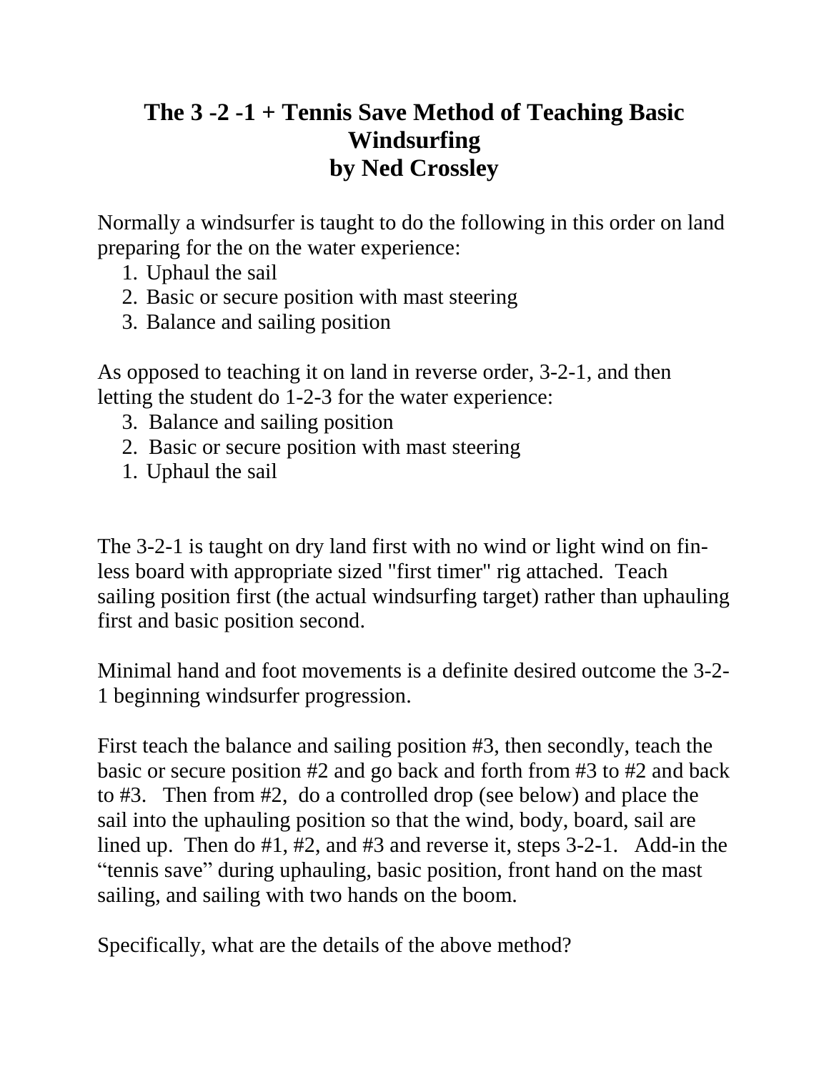# The 3 -2 -1 + Tennis Save Method of Teaching Basic Windsurfing
# by Ned Crossley

Normally a windsurfer is taught to do the following in this order on land preparing for the on the water experience:

1. Uphaul the sail
2. Basic or secure position with mast steering
3. Balance and sailing position

As opposed to teaching it on land in reverse order, 3-2-1, and then letting the student do 1-2-3 for the water experience:

3. Balance and sailing position
2. Basic or secure position with mast steering
1. Uphaul the sail

The 3-2-1 is taught on dry land first with no wind or light wind on fin-less board with appropriate sized "first timer" rig attached. Teach sailing position first (the actual windsurfing target) rather than uphauling first and basic position second.

Minimal hand and foot movements is a definite desired outcome the 3-2-1 beginning windsurfer progression.

First teach the balance and sailing position #3, then secondly, teach the basic or secure position #2 and go back and forth from #3 to #2 and back to #3. Then from #2, do a controlled drop (see below) and place the sail into the uphauling position so that the wind, body, board, sail are lined up. Then do #1, #2, and #3 and reverse it, steps 3-2-1. Add-in the "tennis save" during uphauling, basic position, front hand on the mast sailing, and sailing with two hands on the boom.

Specifically, what are the details of the above method?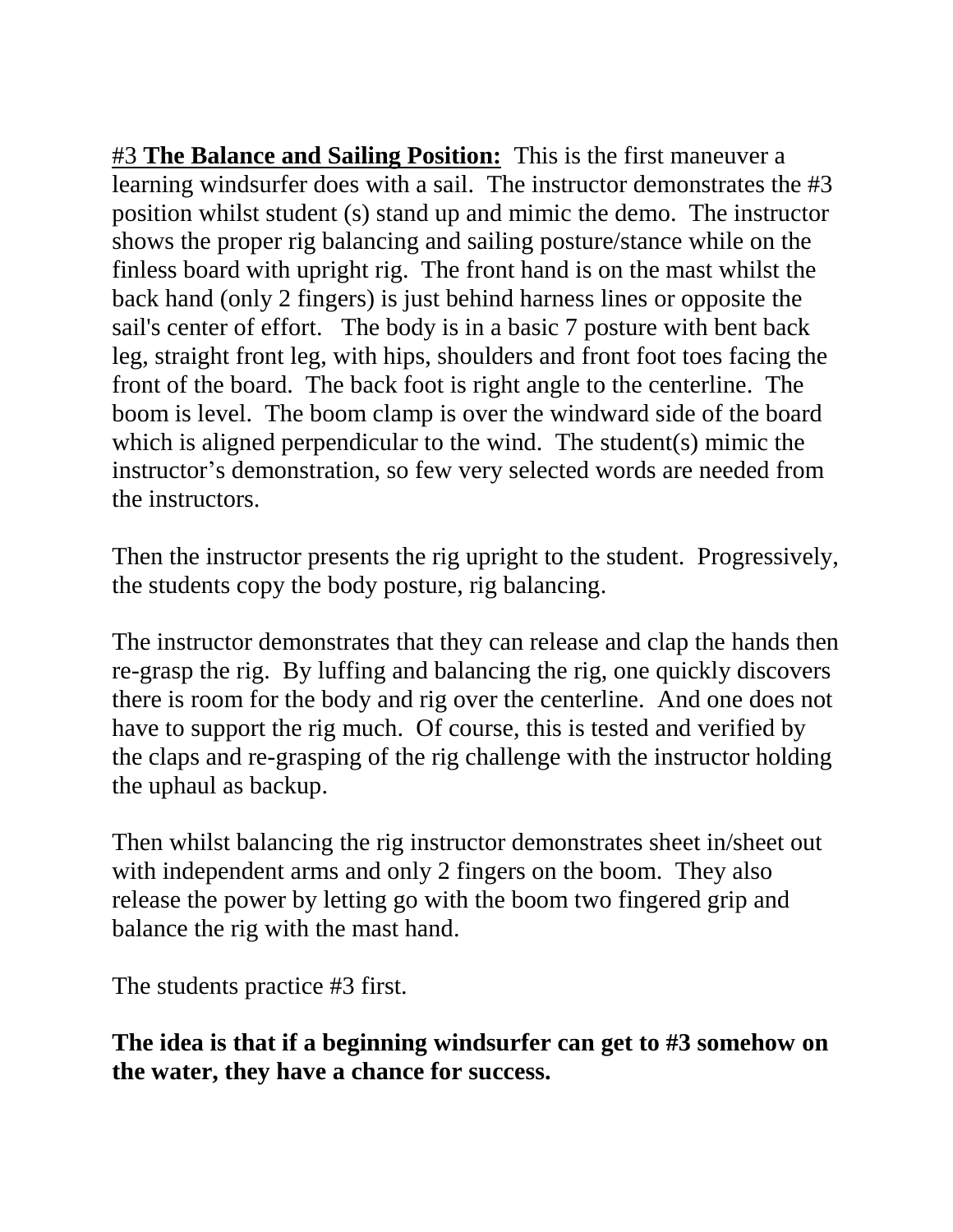#3 **<u>The Balance and Sailing Position:</u>** This is the first maneuver a learning windsurfer does with a sail. The instructor demonstrates the #3 position whilst student (s) stand up and mimic the demo. The instructor shows the proper rig balancing and sailing posture/stance while on the finless board with upright rig. The front hand is on the mast whilst the back hand (only 2 fingers) is just behind harness lines or opposite the sail's center of effort. The body is in a basic 7 posture with bent back leg, straight front leg, with hips, shoulders and front foot toes facing the front of the board. The back foot is right angle to the centerline. The boom is level. The boom clamp is over the windward side of the board which is aligned perpendicular to the wind. The student(s) mimic the instructor's demonstration, so few very selected words are needed from the instructors.

Then the instructor presents the rig upright to the student. Progressively, the students copy the body posture, rig balancing.

The instructor demonstrates that they can release and clap the hands then re-grasp the rig. By luffing and balancing the rig, one quickly discovers there is room for the body and rig over the centerline. And one does not have to support the rig much. Of course, this is tested and verified by the claps and re-grasping of the rig challenge with the instructor holding the uphaul as backup.

Then whilst balancing the rig instructor demonstrates sheet in/sheet out with independent arms and only 2 fingers on the boom. They also release the power by letting go with the boom two fingered grip and balance the rig with the mast hand.

The students practice #3 first.

**The idea is that if a beginning windsurfer can get to #3 somehow on the water, they have a chance for success.**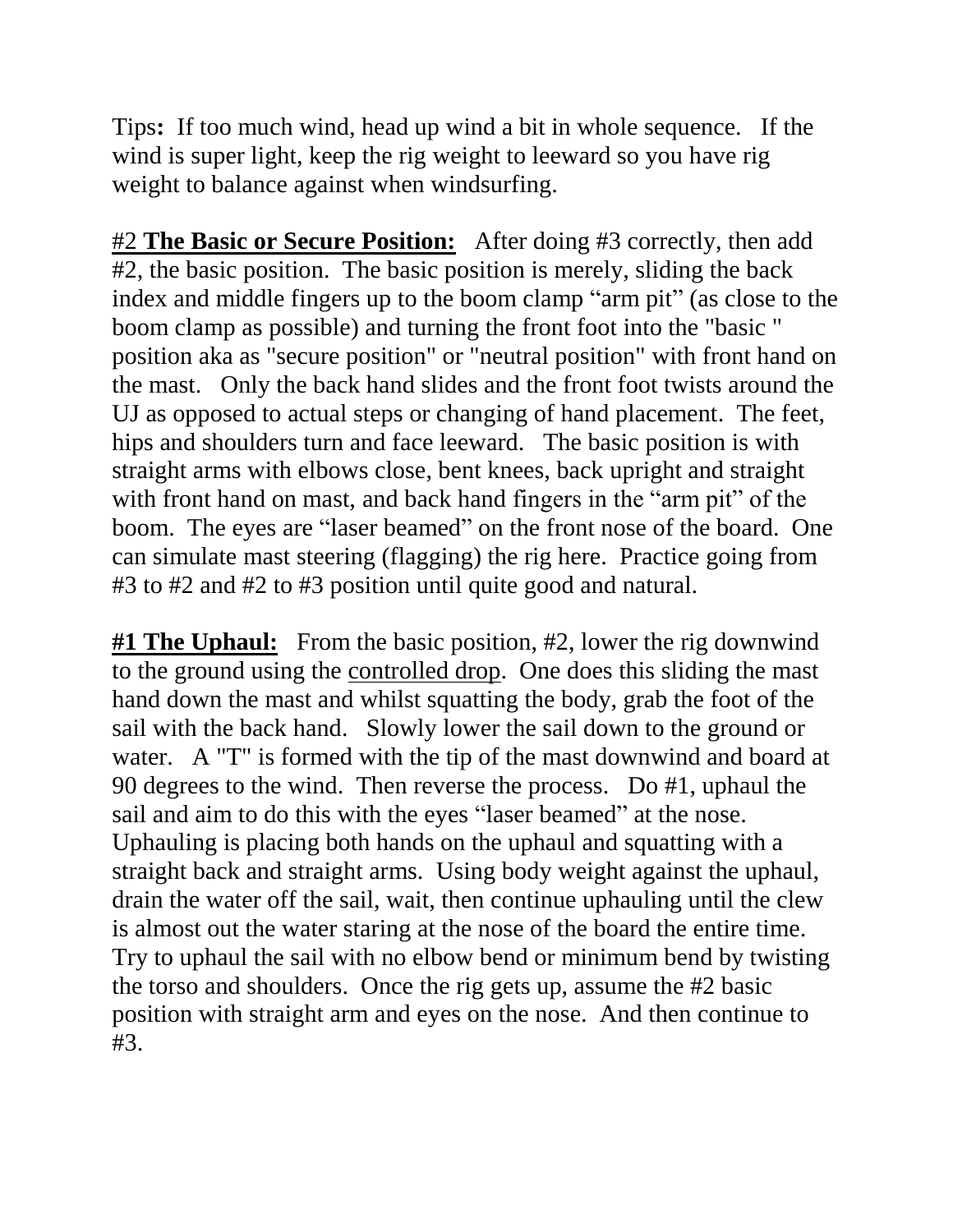Tips**:** If too much wind, head up wind a bit in whole sequence. If the wind is super light, keep the rig weight to leeward so you have rig weight to balance against when windsurfing.

#2 **The Basic or Secure Position:** After doing #3 correctly, then add #2, the basic position. The basic position is merely, sliding the back index and middle fingers up to the boom clamp "arm pit" (as close to the boom clamp as possible) and turning the front foot into the "basic " position aka as "secure position" or "neutral position" with front hand on the mast. Only the back hand slides and the front foot twists around the UJ as opposed to actual steps or changing of hand placement. The feet, hips and shoulders turn and face leeward. The basic position is with straight arms with elbows close, bent knees, back upright and straight with front hand on mast, and back hand fingers in the "arm pit" of the boom. The eyes are "laser beamed" on the front nose of the board. One can simulate mast steering (flagging) the rig here. Practice going from #3 to #2 and #2 to #3 position until quite good and natural.

**#1 The Uphaul:** From the basic position, #2, lower the rig downwind to the ground using the <u>controlled drop</u>. One does this sliding the mast hand down the mast and whilst squatting the body, grab the foot of the sail with the back hand. Slowly lower the sail down to the ground or water. A "T" is formed with the tip of the mast downwind and board at 90 degrees to the wind. Then reverse the process. Do #1, uphaul the sail and aim to do this with the eyes "laser beamed" at the nose. Uphauling is placing both hands on the uphaul and squatting with a straight back and straight arms. Using body weight against the uphaul, drain the water off the sail, wait, then continue uphauling until the clew is almost out the water staring at the nose of the board the entire time. Try to uphaul the sail with no elbow bend or minimum bend by twisting the torso and shoulders. Once the rig gets up, assume the #2 basic position with straight arm and eyes on the nose. And then continue to #3.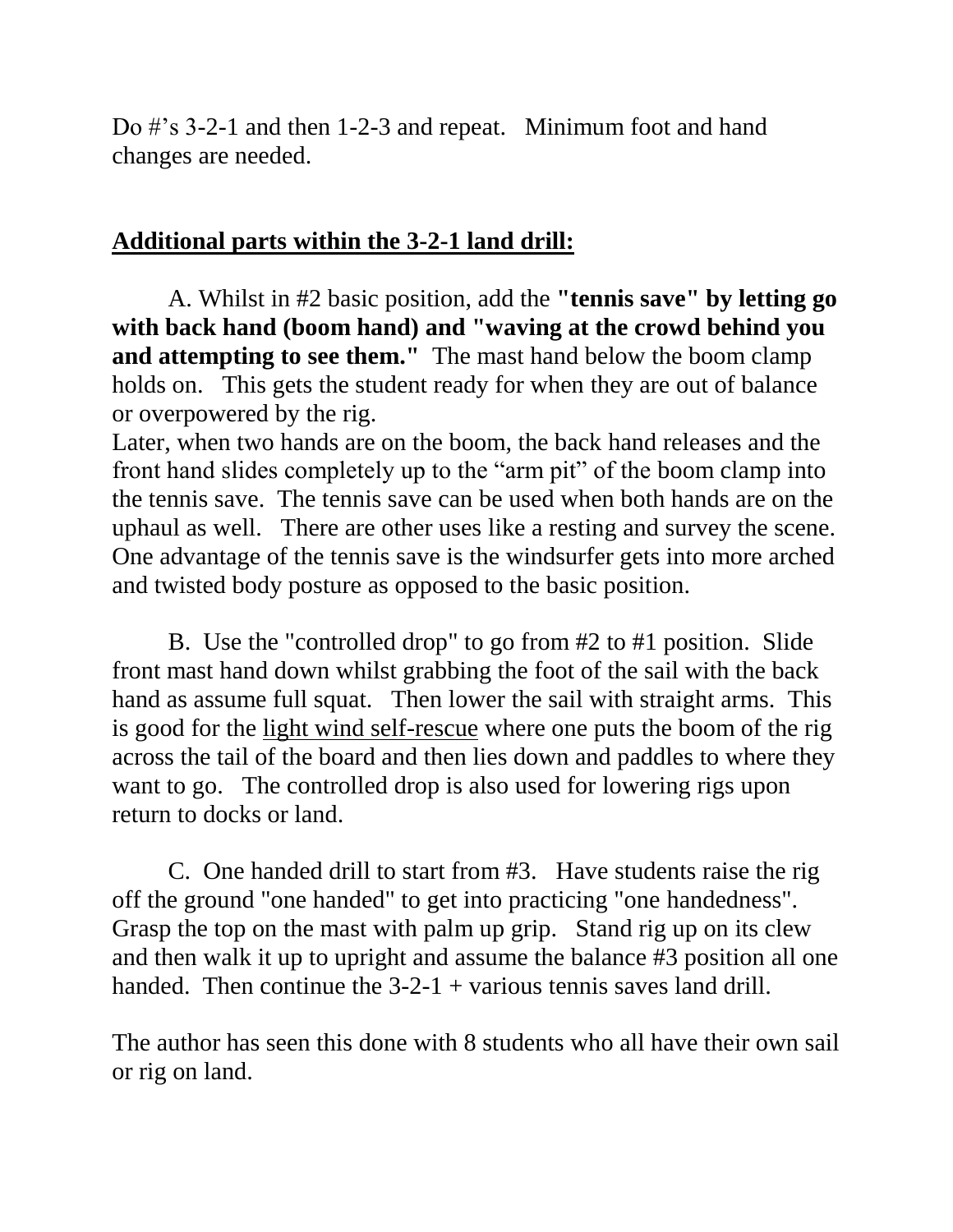Do #'s 3-2-1 and then 1-2-3 and repeat. Minimum foot and hand changes are needed.

## Additional parts within the 3-2-1 land drill:

A. Whilst in #2 basic position, add the **"tennis save" by letting go with back hand (boom hand) and "waving at the crowd behind you and attempting to see them."** The mast hand below the boom clamp holds on. This gets the student ready for when they are out of balance or overpowered by the rig.
Later, when two hands are on the boom, the back hand releases and the front hand slides completely up to the "arm pit" of the boom clamp into the tennis save. The tennis save can be used when both hands are on the uphaul as well. There are other uses like a resting and survey the scene. One advantage of the tennis save is the windsurfer gets into more arched and twisted body posture as opposed to the basic position.

B. Use the "controlled drop" to go from #2 to #1 position. Slide front mast hand down whilst grabbing the foot of the sail with the back hand as assume full squat. Then lower the sail with straight arms. This is good for the light wind self-rescue where one puts the boom of the rig across the tail of the board and then lies down and paddles to where they want to go. The controlled drop is also used for lowering rigs upon return to docks or land.

C. One handed drill to start from #3. Have students raise the rig off the ground "one handed" to get into practicing "one handedness". Grasp the top on the mast with palm up grip. Stand rig up on its clew and then walk it up to upright and assume the balance #3 position all one handed. Then continue the 3-2-1 + various tennis saves land drill.

The author has seen this done with 8 students who all have their own sail or rig on land.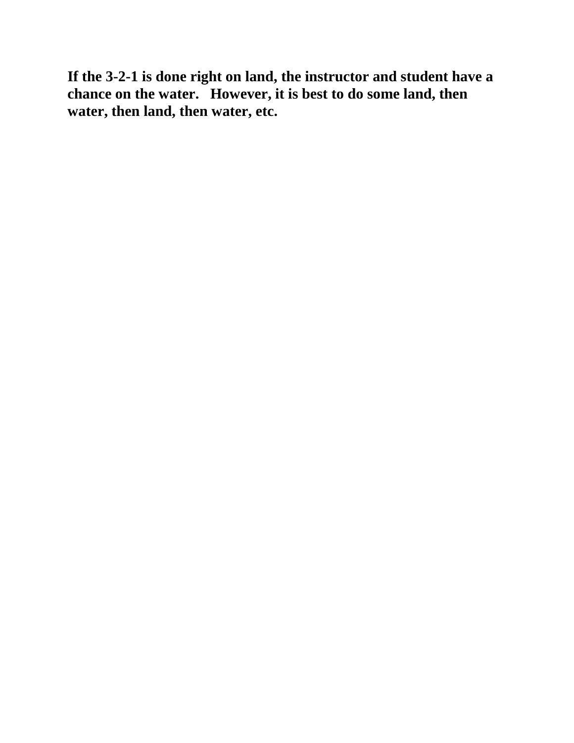**If the 3-2-1 is done right on land, the instructor and student have a chance on the water. However, it is best to do some land, then water, then land, then water, etc.**